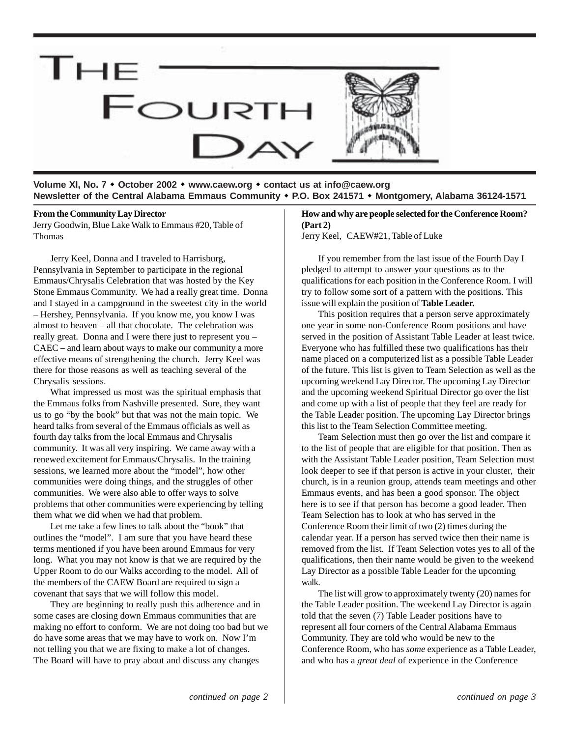# The Fourth Day

**Volume XI, No. 7 • October 2002 • www.caew.org • contact us at info@caew.org**
**Newsletter of the Central Alabama Emmaus Community • P.O. Box 241571 • Montgomery, Alabama 36124-1571**

**From the Community Lay Director**
Jerry Goodwin, Blue Lake Walk to Emmaus #20, Table of Thomas

Jerry Keel, Donna and I traveled to Harrisburg, Pennsylvania in September to participate in the regional Emmaus/Chrysalis Celebration that was hosted by the Key Stone Emmaus Community. We had a really great time. Donna and I stayed in a campground in the sweetest city in the world – Hershey, Pennsylvania. If you know me, you know I was almost to heaven – all that chocolate. The celebration was really great. Donna and I were there just to represent you – CAEC – and learn about ways to make our community a more effective means of strengthening the church. Jerry Keel was there for those reasons as well as teaching several of the Chrysalis sessions.

What impressed us most was the spiritual emphasis that the Emmaus folks from Nashville presented. Sure, they want us to go "by the book" but that was not the main topic. We heard talks from several of the Emmaus officials as well as fourth day talks from the local Emmaus and Chrysalis community. It was all very inspiring. We came away with a renewed excitement for Emmaus/Chrysalis. In the training sessions, we learned more about the "model", how other communities were doing things, and the struggles of other communities. We were also able to offer ways to solve problems that other communities were experiencing by telling them what we did when we had that problem.

Let me take a few lines to talk about the "book" that outlines the "model". I am sure that you have heard these terms mentioned if you have been around Emmaus for very long. What you may not know is that we are required by the Upper Room to do our Walks according to the model. All of the members of the CAEW Board are required to sign a covenant that says that we will follow this model.

They are beginning to really push this adherence and in some cases are closing down Emmaus communities that are making no effort to conform. We are not doing too bad but we do have some areas that we may have to work on. Now I'm not telling you that we are fixing to make a lot of changes. The Board will have to pray about and discuss any changes

*continued on page 2*

**How and why are people selected for the Conference Room? (Part 2)**
Jerry Keel, CAEW#21, Table of Luke

If you remember from the last issue of the Fourth Day I pledged to attempt to answer your questions as to the qualifications for each position in the Conference Room. I will try to follow some sort of a pattern with the positions. This issue will explain the position of **Table Leader.**

This position requires that a person serve approximately one year in some non-Conference Room positions and have served in the position of Assistant Table Leader at least twice. Everyone who has fulfilled these two qualifications has their name placed on a computerized list as a possible Table Leader of the future. This list is given to Team Selection as well as the upcoming weekend Lay Director. The upcoming Lay Director and the upcoming weekend Spiritual Director go over the list and come up with a list of people that they feel are ready for the Table Leader position. The upcoming Lay Director brings this list to the Team Selection Committee meeting.

Team Selection must then go over the list and compare it to the list of people that are eligible for that position. Then as with the Assistant Table Leader position, Team Selection must look deeper to see if that person is active in your cluster, their church, is in a reunion group, attends team meetings and other Emmaus events, and has been a good sponsor. The object here is to see if that person has become a good leader. Then Team Selection has to look at who has served in the Conference Room their limit of two (2) times during the calendar year. If a person has served twice then their name is removed from the list. If Team Selection votes yes to all of the qualifications, then their name would be given to the weekend Lay Director as a possible Table Leader for the upcoming walk.

The list will grow to approximately twenty (20) names for the Table Leader position. The weekend Lay Director is again told that the seven (7) Table Leader positions have to represent all four corners of the Central Alabama Emmaus Community. They are told who would be new to the Conference Room, who has *some* experience as a Table Leader, and who has a *great deal* of experience in the Conference

*continued on page 3*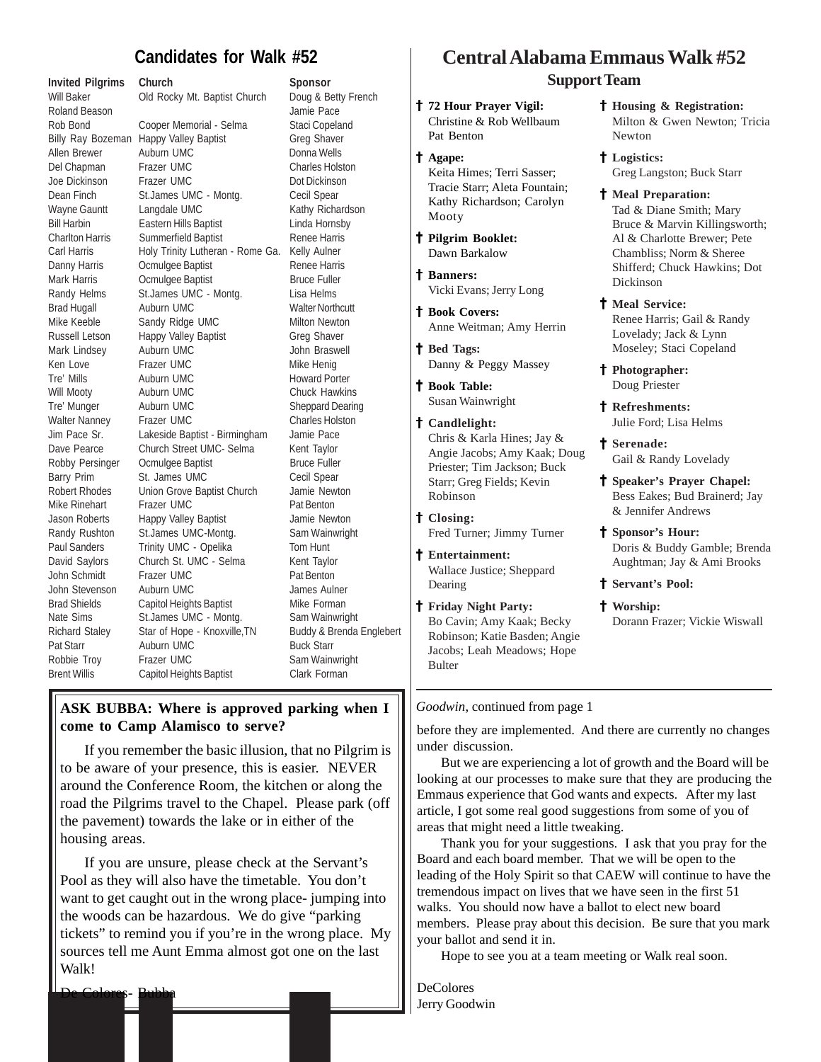## Candidates for Walk #52

| Invited Pilgrims | Church | Sponsor |
|---|---|---|
| Will Baker | Old Rocky Mt. Baptist Church | Doug & Betty French |
| Roland Beason | | Jamie Pace |
| Rob Bond | Cooper Memorial - Selma | Staci Copeland |
| Billy Ray Bozeman | Happy Valley Baptist | Greg Shaver |
| Allen Brewer | Auburn UMC | Donna Wells |
| Del Chapman | Frazer UMC | Charles Holston |
| Joe Dickinson | Frazer UMC | Dot Dickinson |
| Dean Finch | St.James UMC - Montg. | Cecil Spear |
| Wayne Gauntt | Langdale UMC | Kathy Richardson |
| Bill Harbin | Eastern Hills Baptist | Linda Hornsby |
| Charlton Harris | Summerfield Baptist | Renee Harris |
| Carl Harris | Holy Trinity Lutheran - Rome Ga. | Kelly Aulner |
| Danny Harris | Ocmulgee Baptist | Renee Harris |
| Mark Harris | Ocmulgee Baptist | Bruce Fuller |
| Randy Helms | St.James UMC - Montg. | Lisa Helms |
| Brad Hugall | Auburn UMC | Walter Northcutt |
| Mike Keeble | Sandy Ridge UMC | Milton Newton |
| Russell Letson | Happy Valley Baptist | Greg Shaver |
| Mark Lindsey | Auburn UMC | John Braswell |
| Ken Love | Frazer UMC | Mike Henig |
| Tre' Mills | Auburn UMC | Howard Porter |
| Will Mooty | Auburn UMC | Chuck Hawkins |
| Tre' Munger | Auburn UMC | Sheppard Dearing |
| Walter Nanney | Frazer UMC | Charles Holston |
| Jim Pace Sr. | Lakeside Baptist - Birmingham | Jamie Pace |
| Dave Pearce | Church Street UMC- Selma | Kent Taylor |
| Robby Persinger | Ocmulgee Baptist | Bruce Fuller |
| Barry Prim | St. James UMC | Cecil Spear |
| Robert Rhodes | Union Grove Baptist Church | Jamie Newton |
| Mike Rinehart | Frazer UMC | Pat Benton |
| Jason Roberts | Happy Valley Baptist | Jamie Newton |
| Randy Rushton | St.James UMC-Montg. | Sam Wainwright |
| Paul Sanders | Trinity UMC - Opelika | Tom Hunt |
| David Saylors | Church St. UMC - Selma | Kent Taylor |
| John Schmidt | Frazer UMC | Pat Benton |
| John Stevenson | Auburn UMC | James Aulner |
| Brad Shields | Capitol Heights Baptist | Mike Forman |
| Nate Sims | St.James UMC - Montg. | Sam Wainwright |
| Richard Staley | Star of Hope - Knoxville,TN | Buddy & Brenda Englebert |
| Pat Starr | Auburn UMC | Buck Starr |
| Robbie Troy | Frazer UMC | Sam Wainwright |
| Brent Willis | Capitol Heights Baptist | Clark Forman |

**ASK BUBBA: Where is approved parking when I come to Camp Alamisco to serve?**

If you remember the basic illusion, that no Pilgrim is to be aware of your presence, this is easier. NEVER around the Conference Room, the kitchen or along the road the Pilgrims travel to the Chapel. Please park (off the pavement) towards the lake or in either of the housing areas.

If you are unsure, please check at the Servant's Pool as they will also have the timetable. You don't want to get caught out in the wrong place- jumping into the woods can be hazardous. We do give "parking tickets" to remind you if you're in the wrong place. My sources tell me Aunt Emma almost got one on the last Walk!

De Colores- Bubba

# Central Alabama Emmaus Walk #52

## Support Team

† **72 Hour Prayer Vigil:** Christine & Rob Wellbaum Pat Benton

† **Agape:** Keita Himes; Terri Sasser; Tracie Starr; Aleta Fountain; Kathy Richardson; Carolyn Mooty

† **Pilgrim Booklet:** Dawn Barkalow

† **Banners:** Vicki Evans; Jerry Long

† **Book Covers:** Anne Weitman; Amy Herrin

† **Bed Tags:** Danny & Peggy Massey

† **Book Table:** Susan Wainwright

† **Candlelight:** Chris & Karla Hines; Jay & Angie Jacobs; Amy Kaak; Doug Priester; Tim Jackson; Buck Starr; Greg Fields; Kevin Robinson

† **Closing:** Fred Turner; Jimmy Turner

† **Entertainment:** Wallace Justice; Sheppard Dearing

† **Friday Night Party:** Bo Cavin; Amy Kaak; Becky Robinson; Katie Basden; Angie Jacobs; Leah Meadows; Hope Bulter

† **Housing & Registration:** Milton & Gwen Newton; Tricia Newton

† **Logistics:** Greg Langston; Buck Starr

† **Meal Preparation:** Tad & Diane Smith; Mary Bruce & Marvin Killingsworth; Al & Charlotte Brewer; Pete Chambliss; Norm & Sheree Shifferd; Chuck Hawkins; Dot Dickinson

† **Meal Service:** Renee Harris; Gail & Randy Lovelady; Jack & Lynn Moseley; Staci Copeland

† **Photographer:** Doug Priester

† **Refreshments:** Julie Ford; Lisa Helms

† **Serenade:** Gail & Randy Lovelady

† **Speaker's Prayer Chapel:** Bess Eakes; Bud Brainerd; Jay & Jennifer Andrews

† **Sponsor's Hour:** Doris & Buddy Gamble; Brenda Aughtman; Jay & Ami Brooks

† **Servant's Pool:**

† **Worship:** Dorann Frazer; Vickie Wiswall

---

*Goodwin*, continued from page 1

before they are implemented. And there are currently no changes under discussion.

But we are experiencing a lot of growth and the Board will be looking at our processes to make sure that they are producing the Emmaus experience that God wants and expects. After my last article, I got some real good suggestions from some of you of areas that might need a little tweaking.

Thank you for your suggestions. I ask that you pray for the Board and each board member. That we will be open to the leading of the Holy Spirit so that CAEW will continue to have the tremendous impact on lives that we have seen in the first 51 walks. You should now have a ballot to elect new board members. Please pray about this decision. Be sure that you mark your ballot and send it in.

Hope to see you at a team meeting or Walk real soon.

DeColores
Jerry Goodwin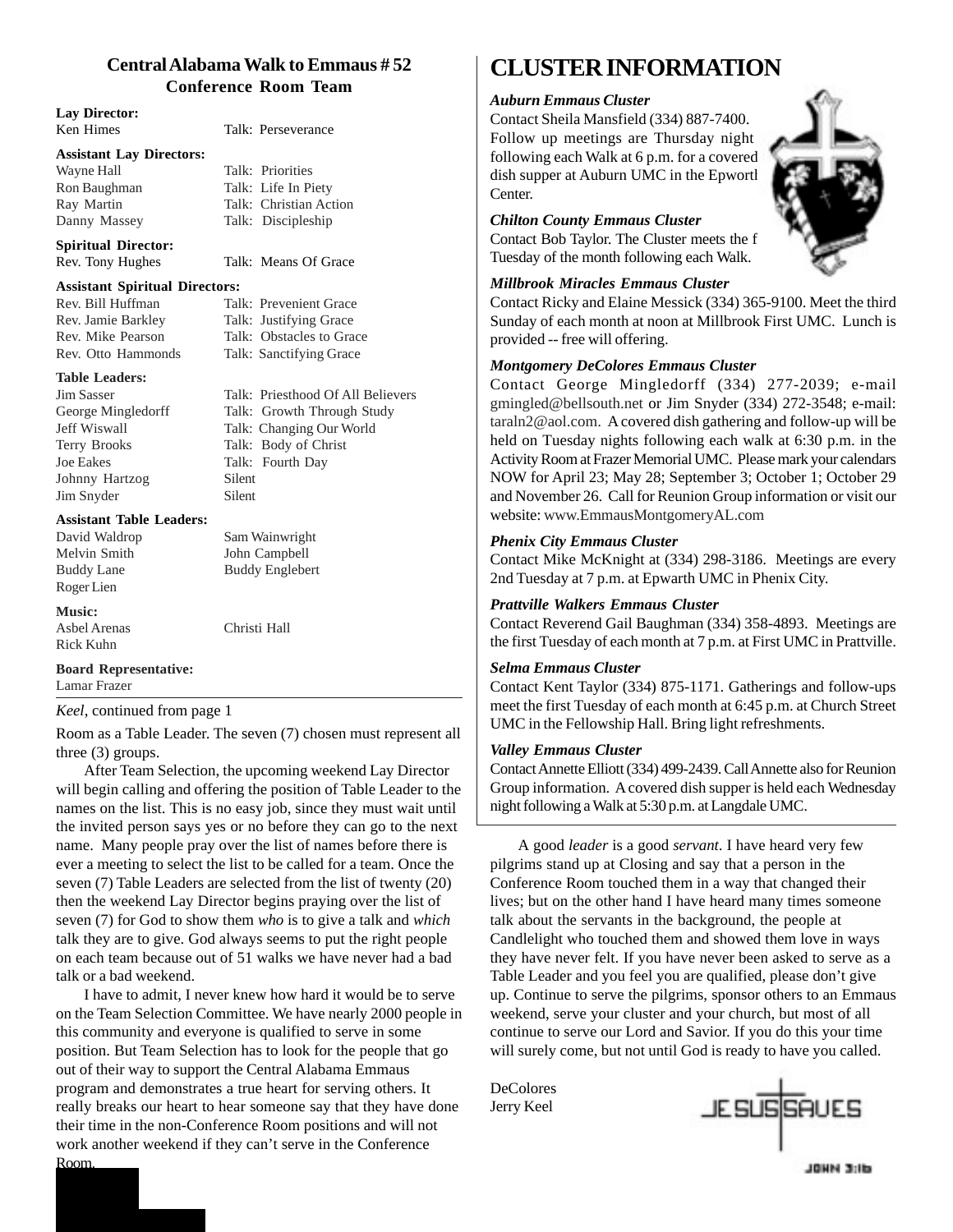## Central Alabama Walk to Emmaus # 52

### Conference Room Team

**Lay Director:**

| | |
|---|---|
| Ken Himes | Talk: Perseverance |

**Assistant Lay Directors:**

| | |
|---|---|
| Wayne Hall | Talk: Priorities |
| Ron Baughman | Talk: Life In Piety |
| Ray Martin | Talk: Christian Action |
| Danny Massey | Talk: Discipleship |

**Spiritual Director:**

| | |
|---|---|
| Rev. Tony Hughes | Talk: Means Of Grace |

**Assistant Spiritual Directors:**

| | |
|---|---|
| Rev. Bill Huffman | Talk: Prevenient Grace |
| Rev. Jamie Barkley | Talk: Justifying Grace |
| Rev. Mike Pearson | Talk: Obstacles to Grace |
| Rev. Otto Hammonds | Talk: Sanctifying Grace |

**Table Leaders:**

| | |
|---|---|
| Jim Sasser | Talk: Priesthood Of All Believers |
| George Mingledorff | Talk: Growth Through Study |
| Jeff Wiswall | Talk: Changing Our World |
| Terry Brooks | Talk: Body of Christ |
| Joe Eakes | Talk: Fourth Day |
| Johnny Hartzog | Silent |
| Jim Snyder | Silent |

**Assistant Table Leaders:**

| | |
|---|---|
| David Waldrop | Sam Wainwright |
| Melvin Smith | John Campbell |
| Buddy Lane | Buddy Englebert |
| Roger Lien | |

**Music:**

| | |
|---|---|
| Asbel Arenas | Christi Hall |
| Rick Kuhn | |

**Board Representative:**

Lamar Frazer

*Keel*, continued from page 1

Room as a Table Leader. The seven (7) chosen must represent all three (3) groups.

After Team Selection, the upcoming weekend Lay Director will begin calling and offering the position of Table Leader to the names on the list. This is no easy job, since they must wait until the invited person says yes or no before they can go to the next name. Many people pray over the list of names before there is ever a meeting to select the list to be called for a team. Once the seven (7) Table Leaders are selected from the list of twenty (20) then the weekend Lay Director begins praying over the list of seven (7) for God to show them *who* is to give a talk and *which* talk they are to give. God always seems to put the right people on each team because out of 51 walks we have never had a bad talk or a bad weekend.

I have to admit, I never knew how hard it would be to serve on the Team Selection Committee. We have nearly 2000 people in this community and everyone is qualified to serve in some position. But Team Selection has to look for the people that go out of their way to support the Central Alabama Emmaus program and demonstrates a true heart for serving others. It really breaks our heart to hear someone say that they have done their time in the non-Conference Room positions and will not work another weekend if they can't serve in the Conference Room.

A good *leader* is a good *servant*. I have heard very few pilgrims stand up at Closing and say that a person in the Conference Room touched them in a way that changed their lives; but on the other hand I have heard many times someone talk about the servants in the background, the people at Candlelight who touched them and showed them love in ways they have never felt. If you have never been asked to serve as a Table Leader and you feel you are qualified, please don't give up. Continue to serve the pilgrims, sponsor others to an Emmaus weekend, serve your cluster and your church, but most of all continue to serve our Lord and Savior. If you do this your time will surely come, but not until God is ready to have you called.

DeColores
Jerry Keel

JESUS SAVES
JOHN 3:16

# CLUSTER INFORMATION

***Auburn Emmaus Cluster***

Contact Sheila Mansfield (334) 887-7400. Follow up meetings are Thursday night following each Walk at 6 p.m. for a covered dish supper at Auburn UMC in the Epworth Center.

***Chilton County Emmaus Cluster***

Contact Bob Taylor. The Cluster meets the f Tuesday of the month following each Walk.

***Millbrook Miracles Emmaus Cluster***

Contact Ricky and Elaine Messick (334) 365-9100. Meet the third Sunday of each month at noon at Millbrook First UMC. Lunch is provided -- free will offering.

***Montgomery DeColores Emmaus Cluster***

Contact George Mingledorff (334) 277-2039; e-mail gmingled@bellsouth.net or Jim Snyder (334) 272-3548; e-mail: taraln2@aol.com. A covered dish gathering and follow-up will be held on Tuesday nights following each walk at 6:30 p.m. in the Activity Room at Frazer Memorial UMC. Please mark your calendars NOW for April 23; May 28; September 3; October 1; October 29 and November 26. Call for Reunion Group information or visit our website: www.EmmausMontgomeryAL.com

***Phenix City Emmaus Cluster***

Contact Mike McKnight at (334) 298-3186. Meetings are every 2nd Tuesday at 7 p.m. at Epworth UMC in Phenix City.

***Prattville Walkers Emmaus Cluster***

Contact Reverend Gail Baughman (334) 358-4893. Meetings are the first Tuesday of each month at 7 p.m. at First UMC in Prattville.

***Selma Emmaus Cluster***

Contact Kent Taylor (334) 875-1171. Gatherings and follow-ups meet the first Tuesday of each month at 6:45 p.m. at Church Street UMC in the Fellowship Hall. Bring light refreshments.

***Valley Emmaus Cluster***

Contact Annette Elliott (334) 499-2439. Call Annette also for Reunion Group information. A covered dish supper is held each Wednesday night following a Walk at 5:30 p.m. at Langdale UMC.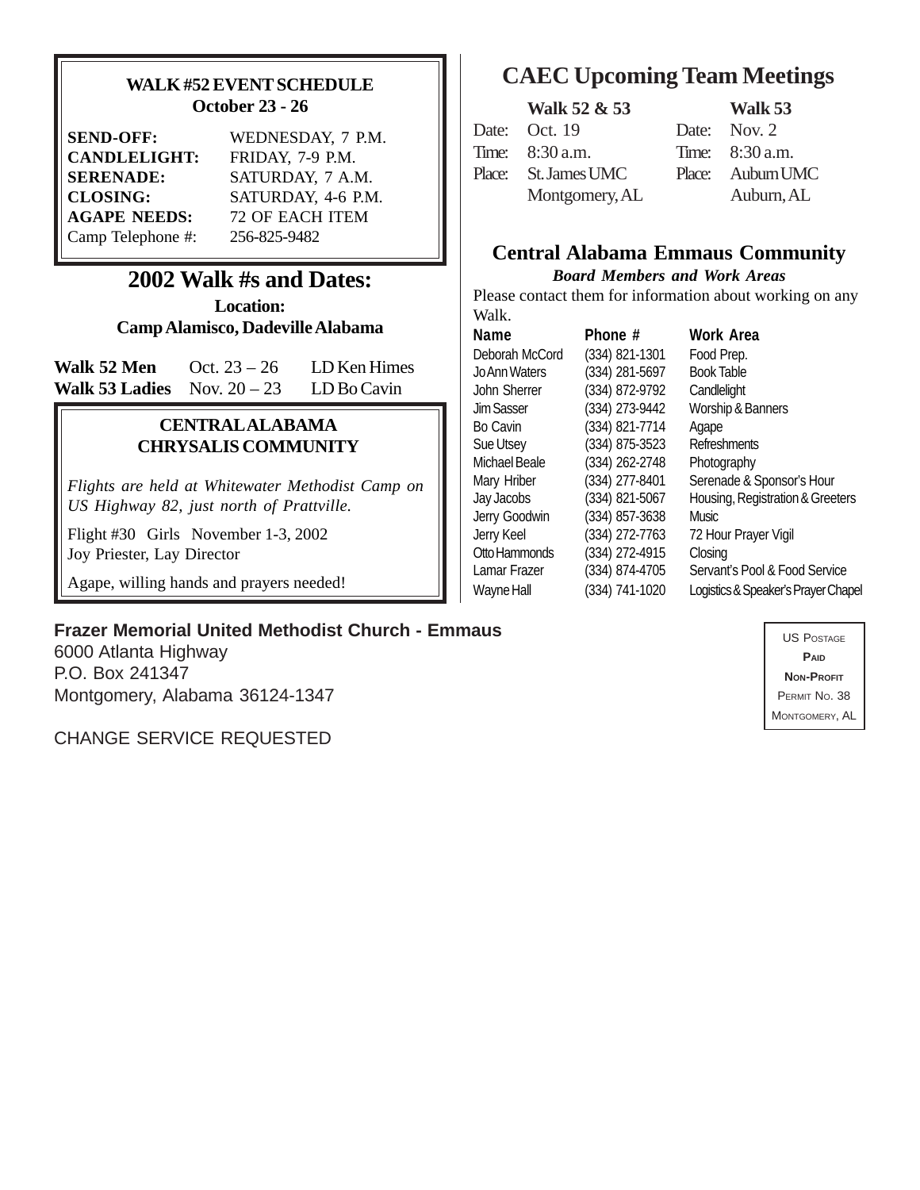### WALK #52 EVENT SCHEDULE
**October 23 - 26**

| | |
|---|---|
| **SEND-OFF:** | WEDNESDAY, 7 P.M. |
| **CANDLELIGHT:** | FRIDAY, 7-9 P.M. |
| **SERENADE:** | SATURDAY, 7 A.M. |
| **CLOSING:** | SATURDAY, 4-6 P.M. |
| **AGAPE NEEDS:** | 72 OF EACH ITEM |
| Camp Telephone #: | 256-825-9482 |

## 2002 Walk #s and Dates:

**Location:**
**Camp Alamisco, Dadeville Alabama**

| | | |
|---|---|---|
| **Walk 52 Men** | Oct. 23 – 26 | LD Ken Himes |
| **Walk 53 Ladies** | Nov. 20 – 23 | LD Bo Cavin |

### CENTRAL ALABAMA CHRYSALIS COMMUNITY

*Flights are held at Whitewater Methodist Camp on US Highway 82, just north of Prattville.*

Flight #30 Girls November 1-3, 2002
Joy Priester, Lay Director

Agape, willing hands and prayers needed!

# CAEC Upcoming Team Meetings

| | Walk 52 & 53 | | Walk 53 |
|---|---|---|---|
| Date: | Oct. 19 | Date: | Nov. 2 |
| Time: | 8:30 a.m. | Time: | 8:30 a.m. |
| Place: | St. James UMC Montgomery, AL | Place: | Auburn UMC Auburn, AL |

## Central Alabama Emmaus Community

***Board Members and Work Areas***

Please contact them for information about working on any Walk.

| Name | Phone # | Work Area |
|---|---|---|
| Deborah McCord | (334) 821-1301 | Food Prep. |
| Jo Ann Waters | (334) 281-5697 | Book Table |
| John Sherrer | (334) 872-9792 | Candlelight |
| Jim Sasser | (334) 273-9442 | Worship & Banners |
| Bo Cavin | (334) 821-7714 | Agape |
| Sue Utsey | (334) 875-3523 | Refreshments |
| Michael Beale | (334) 262-2748 | Photography |
| Mary Hriber | (334) 277-8401 | Serenade & Sponsor's Hour |
| Jay Jacobs | (334) 821-5067 | Housing, Registration & Greeters |
| Jerry Goodwin | (334) 857-3638 | Music |
| Jerry Keel | (334) 272-7763 | 72 Hour Prayer Vigil |
| Otto Hammonds | (334) 272-4915 | Closing |
| Lamar Frazer | (334) 874-4705 | Servant's Pool & Food Service |
| Wayne Hall | (334) 741-1020 | Logistics & Speaker's Prayer Chapel |

**Frazer Memorial United Methodist Church - Emmaus**
6000 Atlanta Highway
P.O. Box 241347
Montgomery, Alabama 36124-1347

CHANGE SERVICE REQUESTED

US POSTAGE
**PAID**
**NON-PROFIT**
PERMIT NO. 38
MONTGOMERY, AL